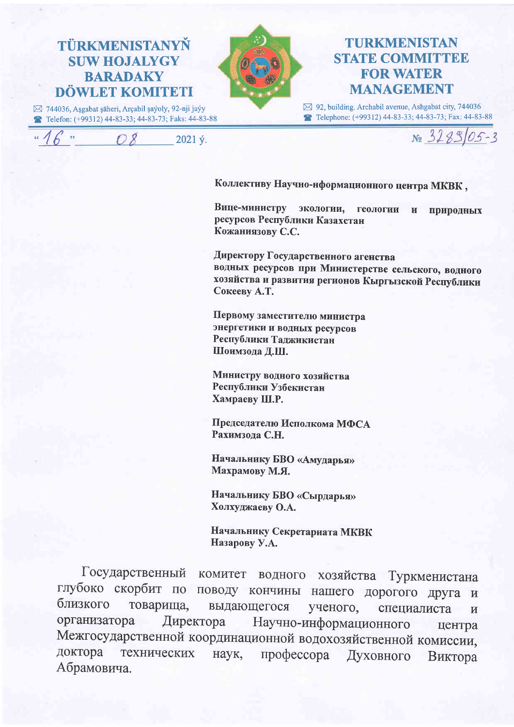**TÜRKMENISTANYŇ SUW HOJALYGY BARADAKY DÖWLET KOMITETI**

744036, Aşgabat şäheri, Arçabil şaýoly, 92-nji jaýy
Telefon: (+99312) 44-83-33; 44-83-73; Faks: 44-83-88

**TURKMENISTAN STATE COMMITTEE FOR WATER MANAGEMENT**

92, building. Archabil avenue, Ashgabat city, 744036
Telephone: (+99312) 44-83-33; 44-83-73; Fax: 44-83-88

"16" 08 2021 ý. № 3283/05-3

**Коллективу Научно-нформационного центра МКВК ,**

**Вице-министру экологии, геологии и природных ресурсов Республики Казахстан**
**Кожаниязову С.С.**

**Директору Государственного агенства водных ресурсов при Министерстве сельского, водного хозяйства и развития регионов Кыргызской Республики**
**Сокееву А.Т.**

**Первому заместителю министра энергетики и водных ресурсов Республики Таджикистан**
**Шоимзода Д.Ш.**

**Министру водного хозяйства Республики Узбекистан**
**Хамраеву Ш.Р.**

**Председателю Исполкома МФСА**
**Рахимзода С.Н.**

**Начальнику БВО «Амударья»**
**Махрамову М.Я.**

**Начальнику БВО «Сырдарья»**
**Холхуджаеву О.А.**

**Начальнику Секретариата МКВК**
**Назарову У.А.**

Государственный комитет водного хозяйства Туркменистана глубоко скорбит по поводу кончины нашего дорогого друга и близкого товарища, выдающегося ученого, специалиста и организатора Директора Научно-информационного центра Межгосударственной координационной водохозяйственной комиссии, доктора технических наук, профессора Духовного Виктора Абрамовича.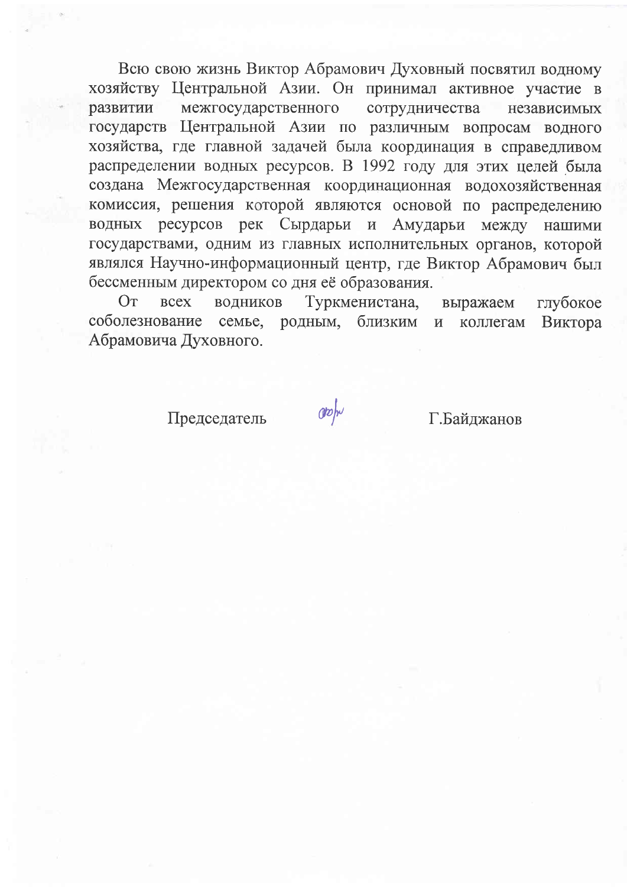Всю свою жизнь Виктор Абрамович Духовный посвятил водному хозяйству Центральной Азии. Он принимал активное участие в развитии межгосударственного сотрудничества независимых государств Центральной Азии по различным вопросам водного хозяйства, где главной задачей была координация в справедливом распределении водных ресурсов. В 1992 году для этих целей была создана Межгосударственная координационная водохозяйственная комиссия, решения которой являются основой по распределению водных ресурсов рек Сырдарьи и Амударьи между нашими государствами, одним из главных исполнительных органов, которой являлся Научно-информационный центр, где Виктор Абрамович был бессменным директором со дня её образования.

От всех водников Туркменистана, выражаем глубокое соболезнование семье, родным, близким и коллегам Виктора Абрамовича Духовного.

Председатель Г.Байджанов